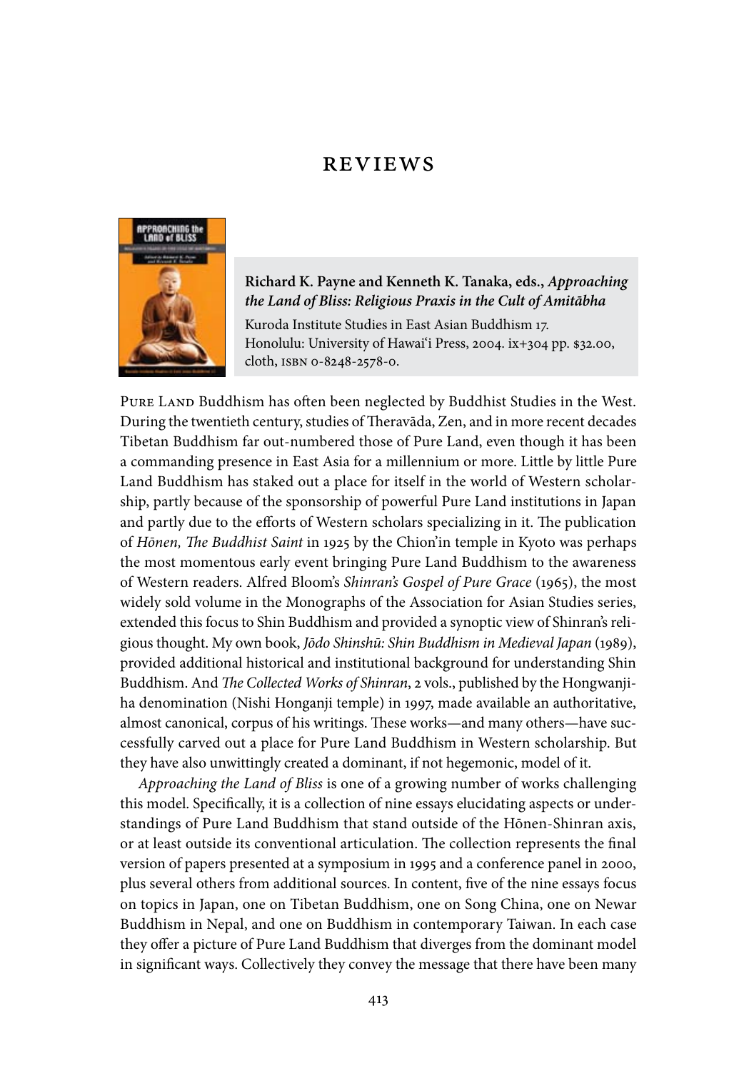# REVIEWS

**Richard K. Payne and Kenneth K. Tanaka, eds., *Approaching the Land of Bliss: Religious Praxis in the Cult of Amitābha***

Kuroda Institute Studies in East Asian Buddhism 17. Honolulu: University of Hawai'i Press, 2004. ix+304 pp. $32.00, cloth, ISBN 0-8248-2578-0.

PURE LAND Buddhism has often been neglected by Buddhist Studies in the West. During the twentieth century, studies of Theravāda, Zen, and in more recent decades Tibetan Buddhism far out-numbered those of Pure Land, even though it has been a commanding presence in East Asia for a millennium or more. Little by little Pure Land Buddhism has staked out a place for itself in the world of Western scholarship, partly because of the sponsorship of powerful Pure Land institutions in Japan and partly due to the efforts of Western scholars specializing in it. The publication of *Hōnen, The Buddhist Saint* in 1925 by the Chion'in temple in Kyoto was perhaps the most momentous early event bringing Pure Land Buddhism to the awareness of Western readers. Alfred Bloom's *Shinran's Gospel of Pure Grace* (1965), the most widely sold volume in the Monographs of the Association for Asian Studies series, extended this focus to Shin Buddhism and provided a synoptic view of Shinran's religious thought. My own book, *Jōdo Shinshū: Shin Buddhism in Medieval Japan* (1989), provided additional historical and institutional background for understanding Shin Buddhism. And *The Collected Works of Shinran*, 2 vols., published by the Hongwanji-ha denomination (Nishi Honganji temple) in 1997, made available an authoritative, almost canonical, corpus of his writings. These works—and many others—have successfully carved out a place for Pure Land Buddhism in Western scholarship. But they have also unwittingly created a dominant, if not hegemonic, model of it.

*Approaching the Land of Bliss* is one of a growing number of works challenging this model. Specifically, it is a collection of nine essays elucidating aspects or understandings of Pure Land Buddhism that stand outside of the Hōnen-Shinran axis, or at least outside its conventional articulation. The collection represents the final version of papers presented at a symposium in 1995 and a conference panel in 2000, plus several others from additional sources. In content, five of the nine essays focus on topics in Japan, one on Tibetan Buddhism, one on Song China, one on Newar Buddhism in Nepal, and one on Buddhism in contemporary Taiwan. In each case they offer a picture of Pure Land Buddhism that diverges from the dominant model in significant ways. Collectively they convey the message that there have been many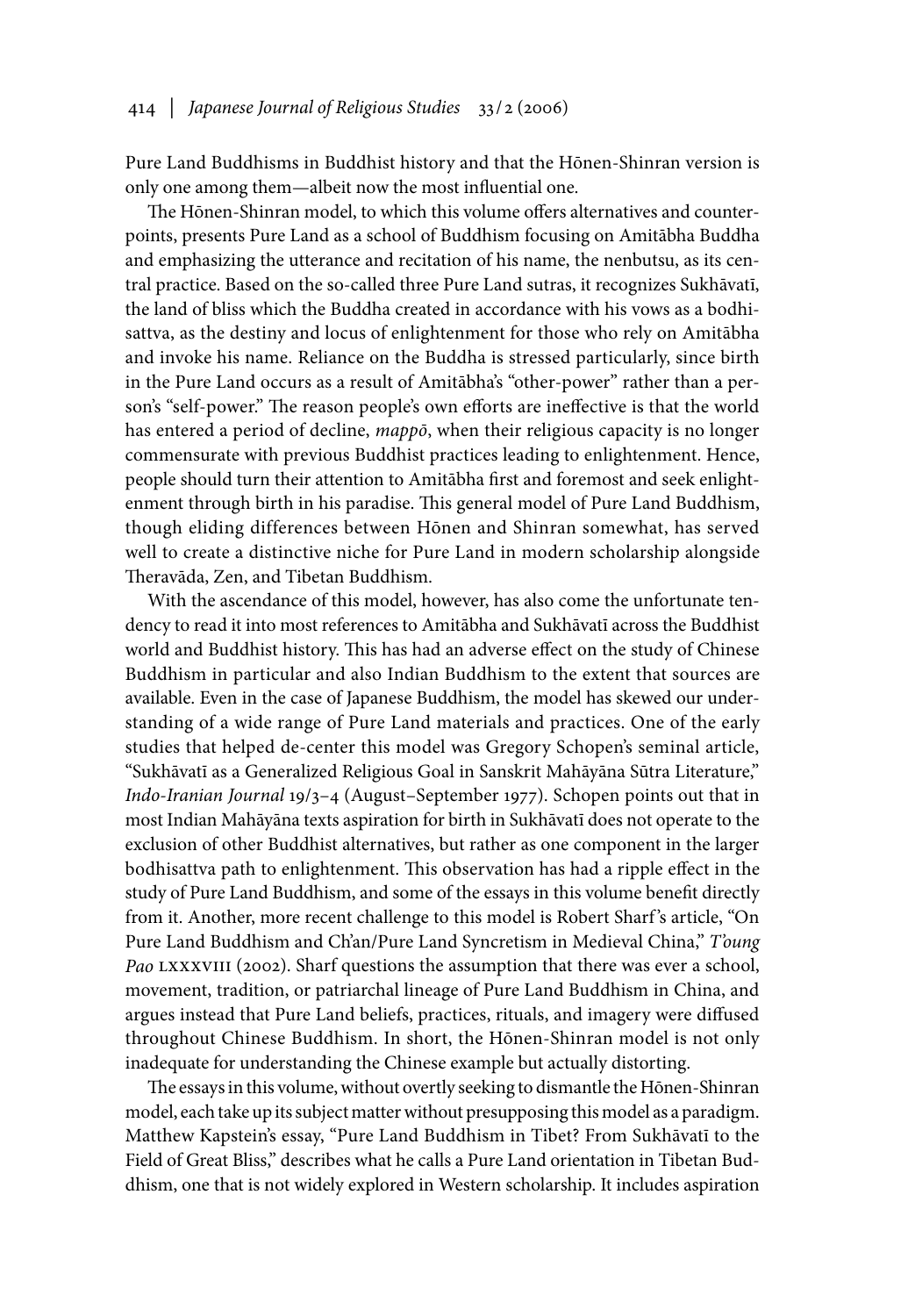Pure Land Buddhisms in Buddhist history and that the Hōnen-Shinran version is only one among them—albeit now the most influential one.

The Hōnen-Shinran model, to which this volume offers alternatives and counterpoints, presents Pure Land as a school of Buddhism focusing on Amitābha Buddha and emphasizing the utterance and recitation of his name, the nenbutsu, as its central practice. Based on the so-called three Pure Land sutras, it recognizes Sukhāvatī, the land of bliss which the Buddha created in accordance with his vows as a bodhisattva, as the destiny and locus of enlightenment for those who rely on Amitābha and invoke his name. Reliance on the Buddha is stressed particularly, since birth in the Pure Land occurs as a result of Amitābha's "other-power" rather than a person's "self-power." The reason people's own efforts are ineffective is that the world has entered a period of decline, *mappō*, when their religious capacity is no longer commensurate with previous Buddhist practices leading to enlightenment. Hence, people should turn their attention to Amitābha first and foremost and seek enlightenment through birth in his paradise. This general model of Pure Land Buddhism, though eliding differences between Hōnen and Shinran somewhat, has served well to create a distinctive niche for Pure Land in modern scholarship alongside Theravāda, Zen, and Tibetan Buddhism.

With the ascendance of this model, however, has also come the unfortunate tendency to read it into most references to Amitābha and Sukhāvatī across the Buddhist world and Buddhist history. This has had an adverse effect on the study of Chinese Buddhism in particular and also Indian Buddhism to the extent that sources are available. Even in the case of Japanese Buddhism, the model has skewed our understanding of a wide range of Pure Land materials and practices. One of the early studies that helped de-center this model was Gregory Schopen's seminal article, "Sukhāvatī as a Generalized Religious Goal in Sanskrit Mahāyāna Sūtra Literature," *Indo-Iranian Journal* 19/3–4 (August–September 1977). Schopen points out that in most Indian Mahāyāna texts aspiration for birth in Sukhāvatī does not operate to the exclusion of other Buddhist alternatives, but rather as one component in the larger bodhisattva path to enlightenment. This observation has had a ripple effect in the study of Pure Land Buddhism, and some of the essays in this volume benefit directly from it. Another, more recent challenge to this model is Robert Sharf's article, "On Pure Land Buddhism and Ch'an/Pure Land Syncretism in Medieval China," *T'oung Pao* LXXXVIII (2002). Sharf questions the assumption that there was ever a school, movement, tradition, or patriarchal lineage of Pure Land Buddhism in China, and argues instead that Pure Land beliefs, practices, rituals, and imagery were diffused throughout Chinese Buddhism. In short, the Hōnen-Shinran model is not only inadequate for understanding the Chinese example but actually distorting.

The essays in this volume, without overtly seeking to dismantle the Hōnen-Shinran model, each take up its subject matter without presupposing this model as a paradigm. Matthew Kapstein's essay, "Pure Land Buddhism in Tibet? From Sukhāvatī to the Field of Great Bliss," describes what he calls a Pure Land orientation in Tibetan Buddhism, one that is not widely explored in Western scholarship. It includes aspiration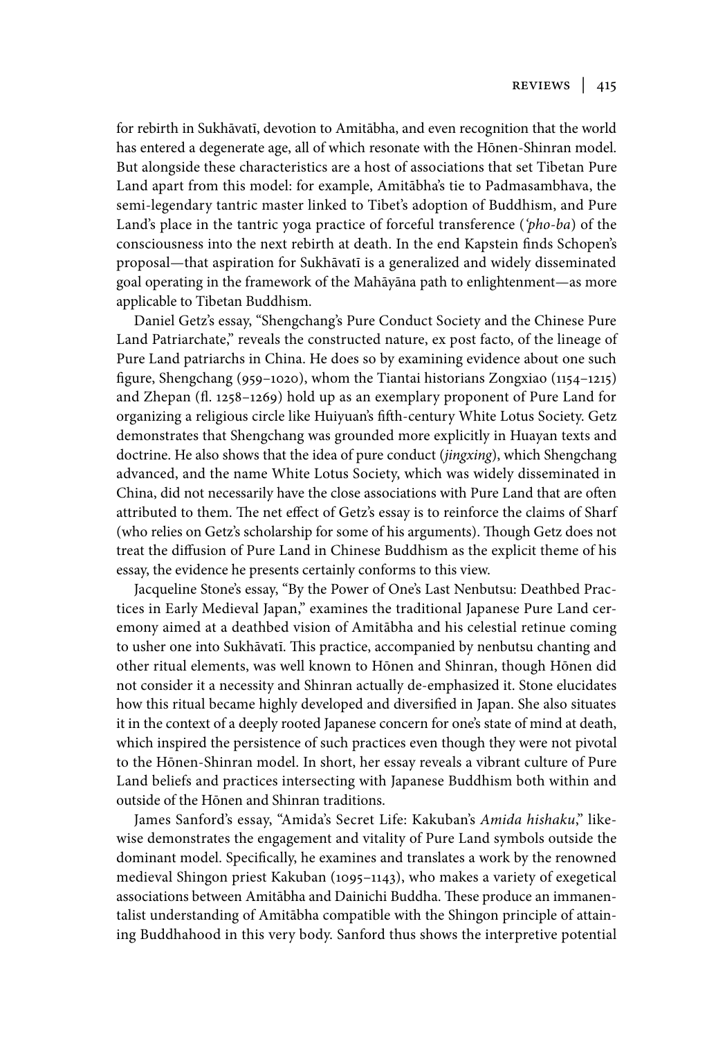for rebirth in Sukhāvatī, devotion to Amitābha, and even recognition that the world has entered a degenerate age, all of which resonate with the Hōnen-Shinran model. But alongside these characteristics are a host of associations that set Tibetan Pure Land apart from this model: for example, Amitābha's tie to Padmasambhava, the semi-legendary tantric master linked to Tibet's adoption of Buddhism, and Pure Land's place in the tantric yoga practice of forceful transference (*'pho-ba*) of the consciousness into the next rebirth at death. In the end Kapstein finds Schopen's proposal—that aspiration for Sukhāvatī is a generalized and widely disseminated goal operating in the framework of the Mahāyāna path to enlightenment—as more applicable to Tibetan Buddhism.

Daniel Getz's essay, "Shengchang's Pure Conduct Society and the Chinese Pure Land Patriarchate," reveals the constructed nature, ex post facto, of the lineage of Pure Land patriarchs in China. He does so by examining evidence about one such figure, Shengchang (959–1020), whom the Tiantai historians Zongxiao (1154–1215) and Zhepan (fl. 1258–1269) hold up as an exemplary proponent of Pure Land for organizing a religious circle like Huiyuan's fifth-century White Lotus Society. Getz demonstrates that Shengchang was grounded more explicitly in Huayan texts and doctrine. He also shows that the idea of pure conduct (*jingxing*), which Shengchang advanced, and the name White Lotus Society, which was widely disseminated in China, did not necessarily have the close associations with Pure Land that are often attributed to them. The net effect of Getz's essay is to reinforce the claims of Sharf (who relies on Getz's scholarship for some of his arguments). Though Getz does not treat the diffusion of Pure Land in Chinese Buddhism as the explicit theme of his essay, the evidence he presents certainly conforms to this view.

Jacqueline Stone's essay, "By the Power of One's Last Nenbutsu: Deathbed Practices in Early Medieval Japan," examines the traditional Japanese Pure Land ceremony aimed at a deathbed vision of Amitābha and his celestial retinue coming to usher one into Sukhāvatī. This practice, accompanied by nenbutsu chanting and other ritual elements, was well known to Hōnen and Shinran, though Hōnen did not consider it a necessity and Shinran actually de-emphasized it. Stone elucidates how this ritual became highly developed and diversified in Japan. She also situates it in the context of a deeply rooted Japanese concern for one's state of mind at death, which inspired the persistence of such practices even though they were not pivotal to the Hōnen-Shinran model. In short, her essay reveals a vibrant culture of Pure Land beliefs and practices intersecting with Japanese Buddhism both within and outside of the Hōnen and Shinran traditions.

James Sanford's essay, "Amida's Secret Life: Kakuban's *Amida hishaku*," likewise demonstrates the engagement and vitality of Pure Land symbols outside the dominant model. Specifically, he examines and translates a work by the renowned medieval Shingon priest Kakuban (1095–1143), who makes a variety of exegetical associations between Amitābha and Dainichi Buddha. These produce an immanentalist understanding of Amitābha compatible with the Shingon principle of attaining Buddhahood in this very body. Sanford thus shows the interpretive potential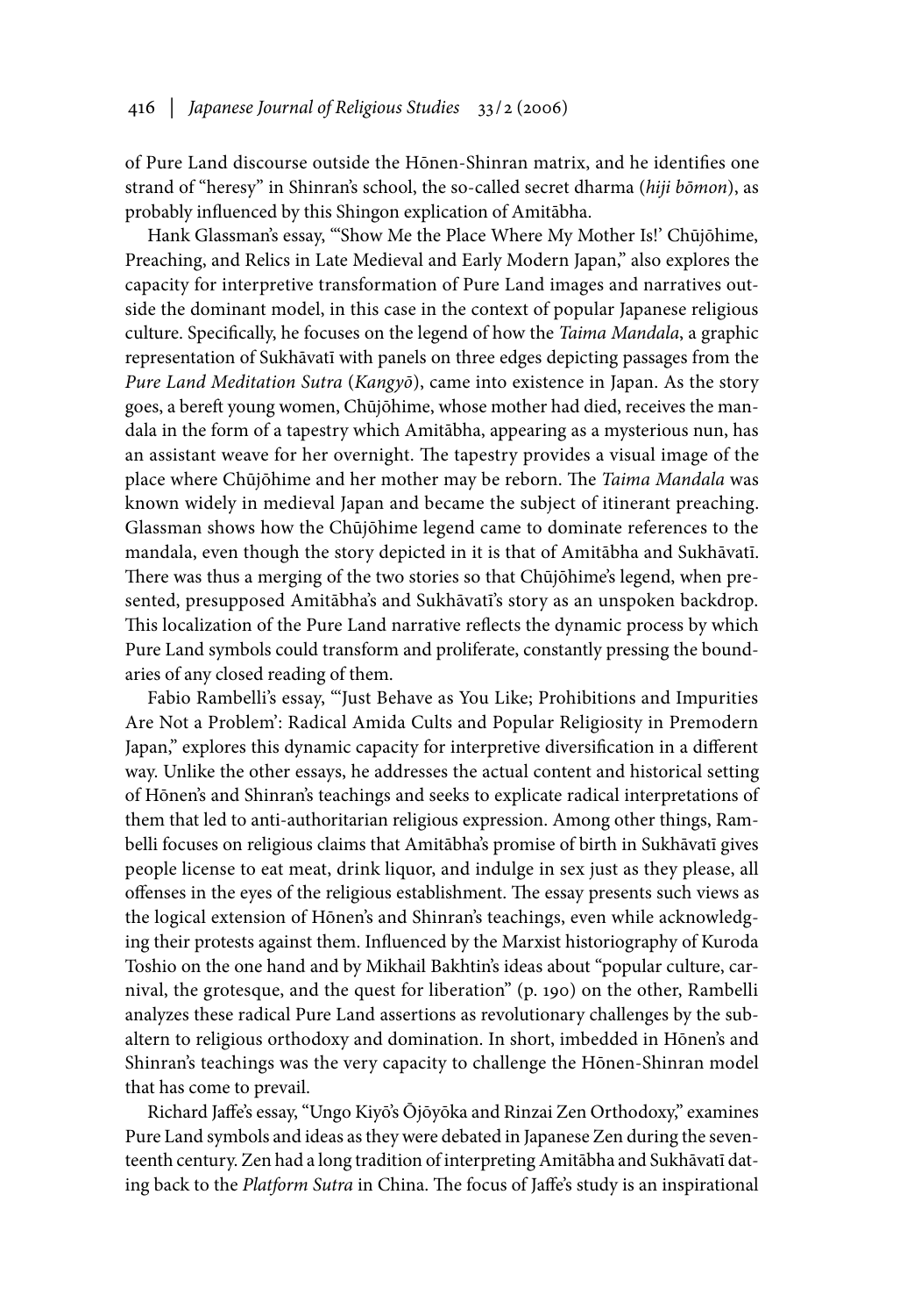of Pure Land discourse outside the Hōnen-Shinran matrix, and he identifies one strand of "heresy" in Shinran's school, the so-called secret dharma (*hiji bōmon*), as probably influenced by this Shingon explication of Amitābha.

Hank Glassman's essay, "'Show Me the Place Where My Mother Is!' Chūjōhime, Preaching, and Relics in Late Medieval and Early Modern Japan," also explores the capacity for interpretive transformation of Pure Land images and narratives outside the dominant model, in this case in the context of popular Japanese religious culture. Specifically, he focuses on the legend of how the *Taima Mandala*, a graphic representation of Sukhāvatī with panels on three edges depicting passages from the *Pure Land Meditation Sutra* (*Kangyō*), came into existence in Japan. As the story goes, a bereft young women, Chūjōhime, whose mother had died, receives the mandala in the form of a tapestry which Amitābha, appearing as a mysterious nun, has an assistant weave for her overnight. The tapestry provides a visual image of the place where Chūjōhime and her mother may be reborn. The *Taima Mandala* was known widely in medieval Japan and became the subject of itinerant preaching. Glassman shows how the Chūjōhime legend came to dominate references to the mandala, even though the story depicted in it is that of Amitābha and Sukhāvatī. There was thus a merging of the two stories so that Chūjōhime's legend, when presented, presupposed Amitābha's and Sukhāvatī's story as an unspoken backdrop. This localization of the Pure Land narrative reflects the dynamic process by which Pure Land symbols could transform and proliferate, constantly pressing the boundaries of any closed reading of them.

Fabio Rambelli's essay, "'Just Behave as You Like; Prohibitions and Impurities Are Not a Problem': Radical Amida Cults and Popular Religiosity in Premodern Japan," explores this dynamic capacity for interpretive diversification in a different way. Unlike the other essays, he addresses the actual content and historical setting of Hōnen's and Shinran's teachings and seeks to explicate radical interpretations of them that led to anti-authoritarian religious expression. Among other things, Rambelli focuses on religious claims that Amitābha's promise of birth in Sukhāvatī gives people license to eat meat, drink liquor, and indulge in sex just as they please, all offenses in the eyes of the religious establishment. The essay presents such views as the logical extension of Hōnen's and Shinran's teachings, even while acknowledging their protests against them. Influenced by the Marxist historiography of Kuroda Toshio on the one hand and by Mikhail Bakhtin's ideas about "popular culture, carnival, the grotesque, and the quest for liberation" (p. 190) on the other, Rambelli analyzes these radical Pure Land assertions as revolutionary challenges by the subaltern to religious orthodoxy and domination. In short, imbedded in Hōnen's and Shinran's teachings was the very capacity to challenge the Hōnen-Shinran model that has come to prevail.

Richard Jaffe's essay, "Ungo Kiyō's Ōjōyōka and Rinzai Zen Orthodoxy," examines Pure Land symbols and ideas as they were debated in Japanese Zen during the seventeenth century. Zen had a long tradition of interpreting Amitābha and Sukhāvatī dating back to the *Platform Sutra* in China. The focus of Jaffe's study is an inspirational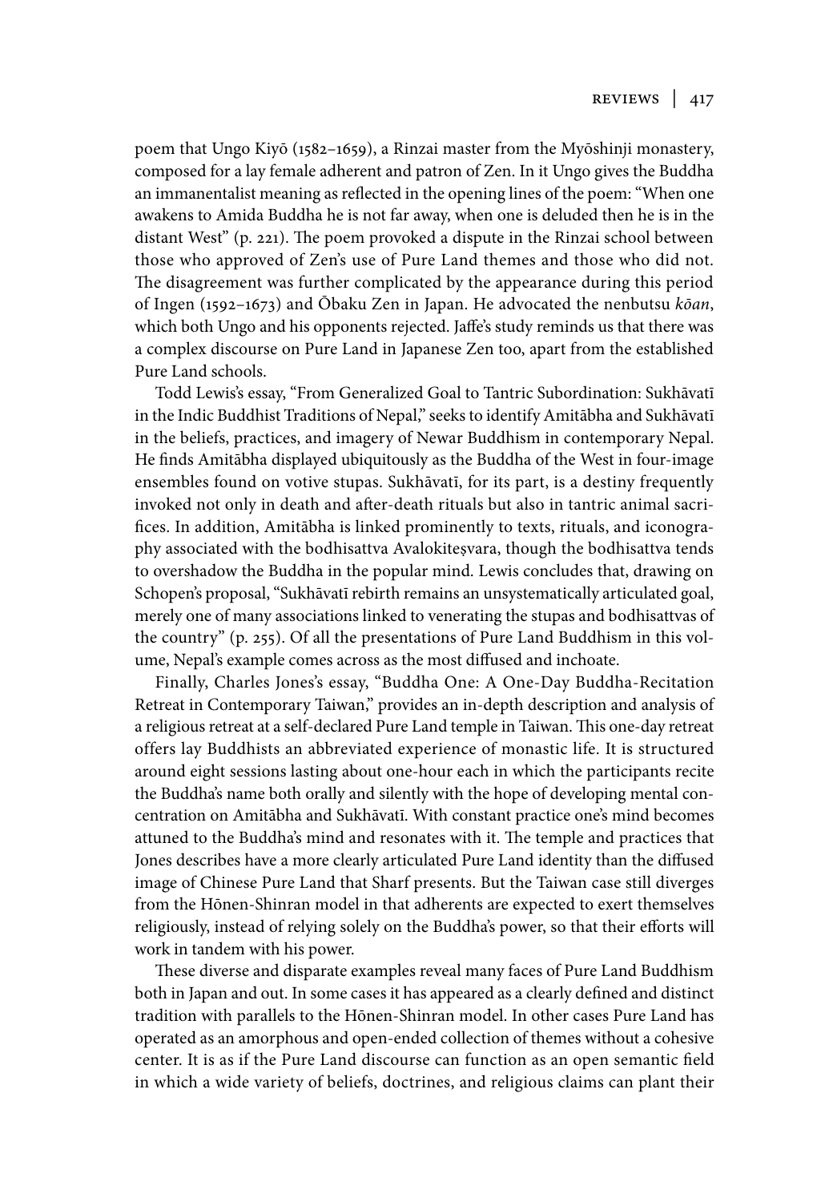poem that Ungo Kiyō (1582–1659), a Rinzai master from the Myōshinji monastery, composed for a lay female adherent and patron of Zen. In it Ungo gives the Buddha an immanentalist meaning as reflected in the opening lines of the poem: "When one awakens to Amida Buddha he is not far away, when one is deluded then he is in the distant West" (p. 221). The poem provoked a dispute in the Rinzai school between those who approved of Zen's use of Pure Land themes and those who did not. The disagreement was further complicated by the appearance during this period of Ingen (1592–1673) and Ōbaku Zen in Japan. He advocated the nenbutsu *kōan*, which both Ungo and his opponents rejected. Jaffe's study reminds us that there was a complex discourse on Pure Land in Japanese Zen too, apart from the established Pure Land schools.

Todd Lewis's essay, "From Generalized Goal to Tantric Subordination: Sukhāvatī in the Indic Buddhist Traditions of Nepal," seeks to identify Amitābha and Sukhāvatī in the beliefs, practices, and imagery of Newar Buddhism in contemporary Nepal. He finds Amitābha displayed ubiquitously as the Buddha of the West in four-image ensembles found on votive stupas. Sukhāvatī, for its part, is a destiny frequently invoked not only in death and after-death rituals but also in tantric animal sacrifices. In addition, Amitābha is linked prominently to texts, rituals, and iconography associated with the bodhisattva Avalokiteṣvara, though the bodhisattva tends to overshadow the Buddha in the popular mind. Lewis concludes that, drawing on Schopen's proposal, "Sukhāvatī rebirth remains an unsystematically articulated goal, merely one of many associations linked to venerating the stupas and bodhisattvas of the country" (p. 255). Of all the presentations of Pure Land Buddhism in this volume, Nepal's example comes across as the most diffused and inchoate.

Finally, Charles Jones's essay, "Buddha One: A One-Day Buddha-Recitation Retreat in Contemporary Taiwan," provides an in-depth description and analysis of a religious retreat at a self-declared Pure Land temple in Taiwan. This one-day retreat offers lay Buddhists an abbreviated experience of monastic life. It is structured around eight sessions lasting about one-hour each in which the participants recite the Buddha's name both orally and silently with the hope of developing mental concentration on Amitābha and Sukhāvatī. With constant practice one's mind becomes attuned to the Buddha's mind and resonates with it. The temple and practices that Jones describes have a more clearly articulated Pure Land identity than the diffused image of Chinese Pure Land that Sharf presents. But the Taiwan case still diverges from the Hōnen-Shinran model in that adherents are expected to exert themselves religiously, instead of relying solely on the Buddha's power, so that their efforts will work in tandem with his power.

These diverse and disparate examples reveal many faces of Pure Land Buddhism both in Japan and out. In some cases it has appeared as a clearly defined and distinct tradition with parallels to the Hōnen-Shinran model. In other cases Pure Land has operated as an amorphous and open-ended collection of themes without a cohesive center. It is as if the Pure Land discourse can function as an open semantic field in which a wide variety of beliefs, doctrines, and religious claims can plant their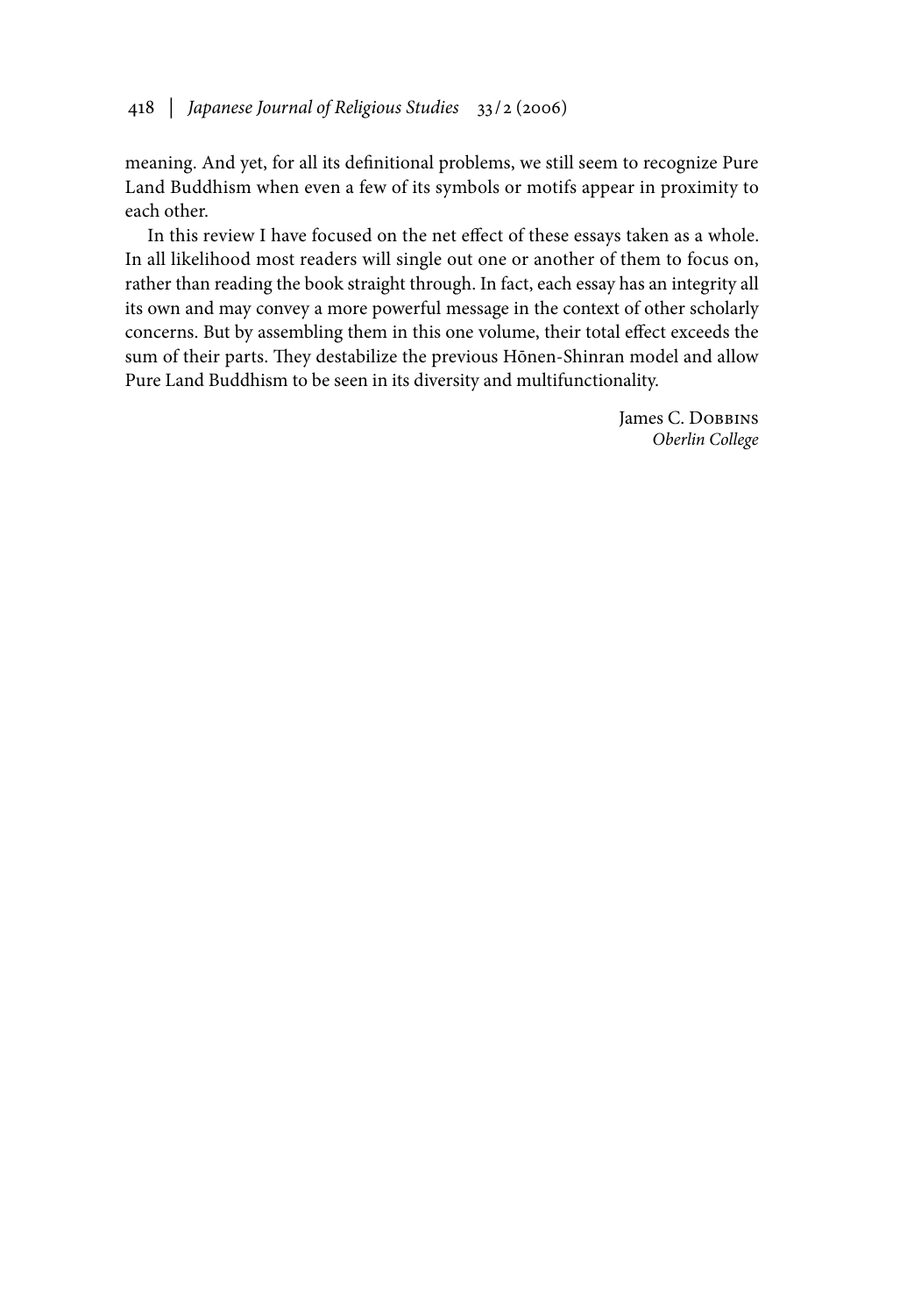meaning. And yet, for all its definitional problems, we still seem to recognize Pure Land Buddhism when even a few of its symbols or motifs appear in proximity to each other.

In this review I have focused on the net effect of these essays taken as a whole. In all likelihood most readers will single out one or another of them to focus on, rather than reading the book straight through. In fact, each essay has an integrity all its own and may convey a more powerful message in the context of other scholarly concerns. But by assembling them in this one volume, their total effect exceeds the sum of their parts. They destabilize the previous Hōnen-Shinran model and allow Pure Land Buddhism to be seen in its diversity and multifunctionality.

James C. Dobbins
*Oberlin College*